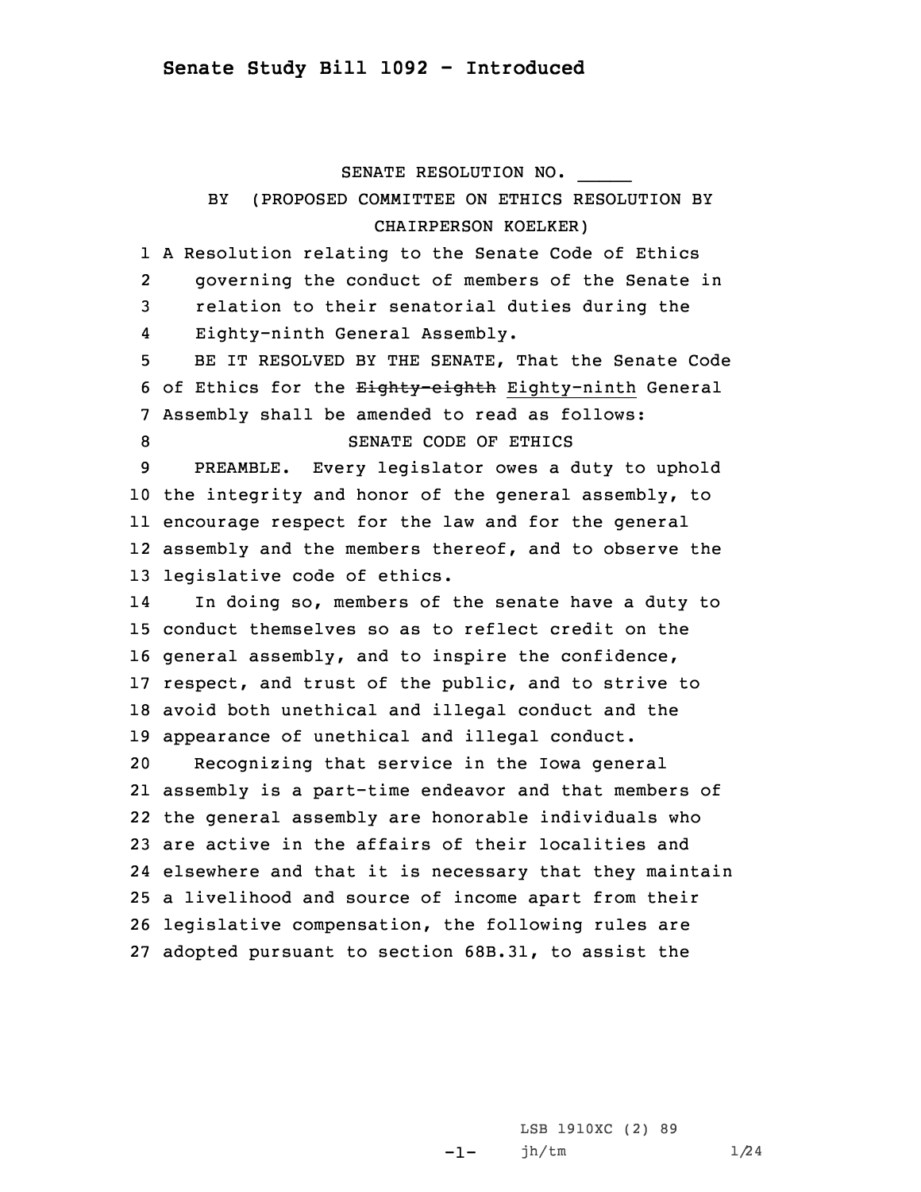# Senate Study Bill 1092 - Introduced

SENATE RESOLUTION NO. _____

BY (PROPOSED COMMITTEE ON ETHICS RESOLUTION BY CHAIRPERSON KOELKER)

A Resolution relating to the Senate Code of Ethics governing the conduct of members of the Senate in relation to their senatorial duties during the Eighty-ninth General Assembly.

BE IT RESOLVED BY THE SENATE, That the Senate Code of Ethics for the ~~Eighty-eighth~~ Eighty-ninth General Assembly shall be amended to read as follows:

SENATE CODE OF ETHICS

PREAMBLE. Every legislator owes a duty to uphold the integrity and honor of the general assembly, to encourage respect for the law and for the general assembly and the members thereof, and to observe the legislative code of ethics.

In doing so, members of the senate have a duty to conduct themselves so as to reflect credit on the general assembly, and to inspire the confidence, respect, and trust of the public, and to strive to avoid both unethical and illegal conduct and the appearance of unethical and illegal conduct.

Recognizing that service in the Iowa general assembly is a part-time endeavor and that members of the general assembly are honorable individuals who are active in the affairs of their localities and elsewhere and that it is necessary that they maintain a livelihood and source of income apart from their legislative compensation, the following rules are adopted pursuant to section 68B.31, to assist the

LSB 1910XC (2) 89
jh/tm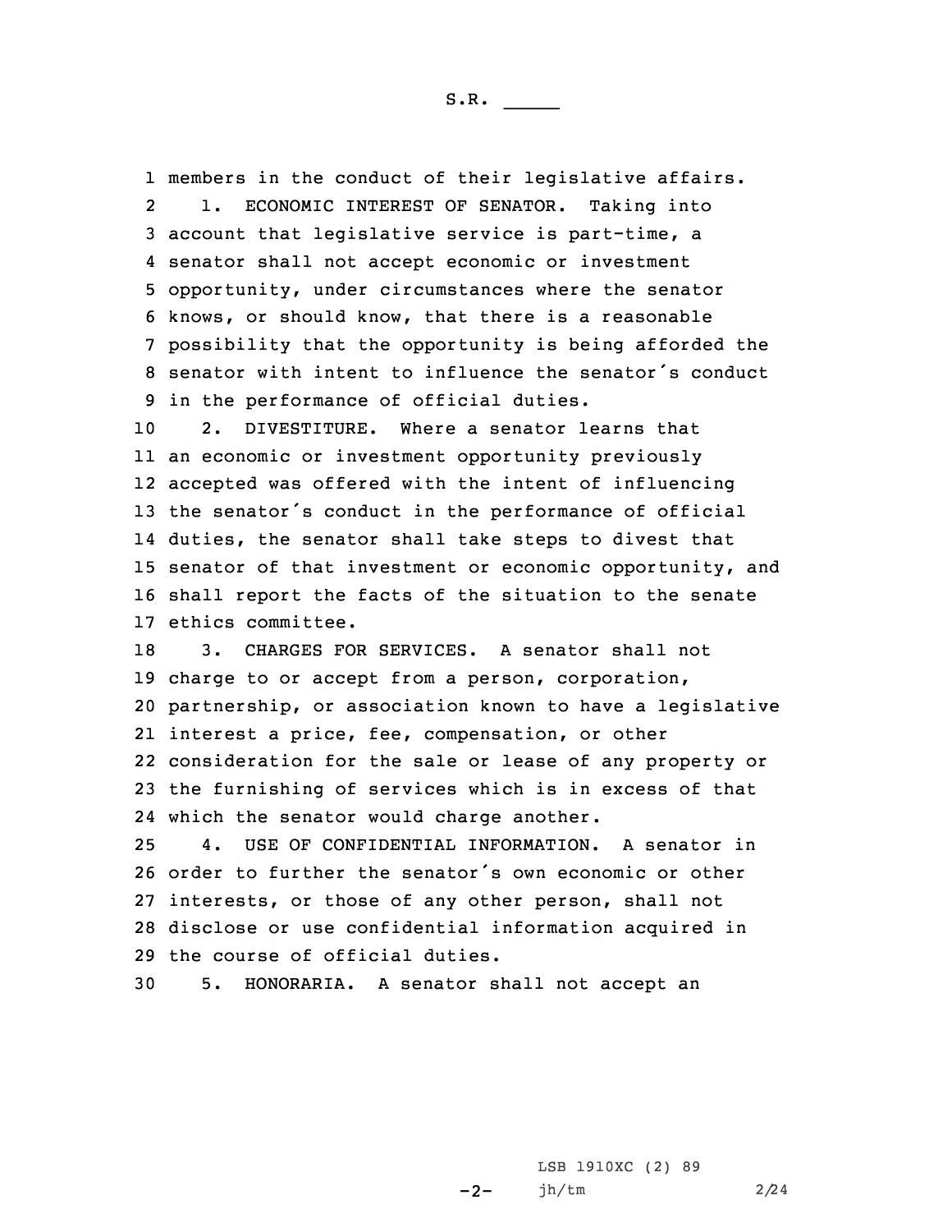members in the conduct of their legislative affairs.

1. ECONOMIC INTEREST OF SENATOR. Taking into account that legislative service is part-time, a senator shall not accept economic or investment opportunity, under circumstances where the senator knows, or should know, that there is a reasonable possibility that the opportunity is being afforded the senator with intent to influence the senator's conduct in the performance of official duties.

2. DIVESTITURE. Where a senator learns that an economic or investment opportunity previously accepted was offered with the intent of influencing the senator's conduct in the performance of official duties, the senator shall take steps to divest that senator of that investment or economic opportunity, and shall report the facts of the situation to the senate ethics committee.

3. CHARGES FOR SERVICES. A senator shall not charge to or accept from a person, corporation, partnership, or association known to have a legislative interest a price, fee, compensation, or other consideration for the sale or lease of any property or the furnishing of services which is in excess of that which the senator would charge another.

4. USE OF CONFIDENTIAL INFORMATION. A senator in order to further the senator's own economic or other interests, or those of any other person, shall not disclose or use confidential information acquired in the course of official duties.

5. HONORARIA. A senator shall not accept an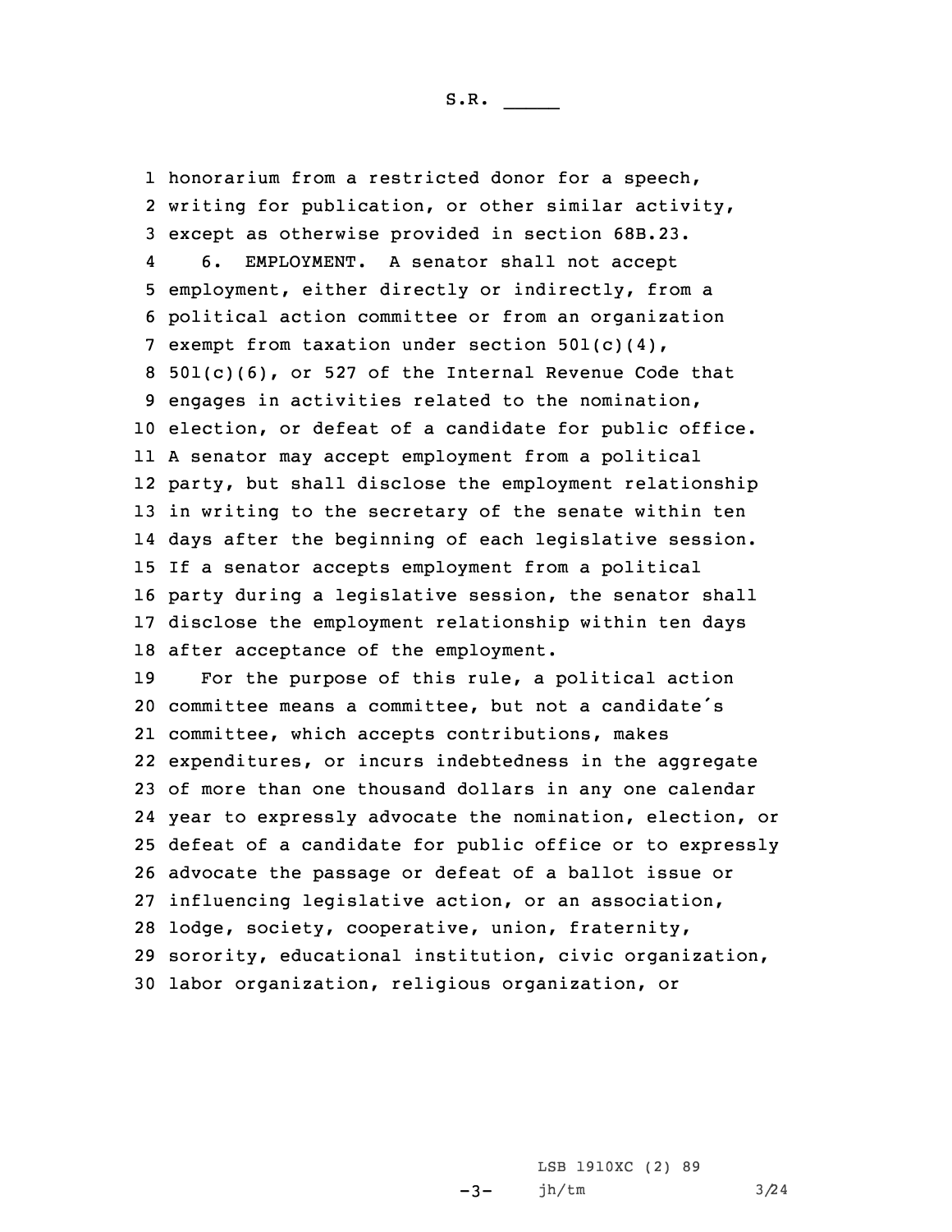honorarium from a restricted donor for a speech, writing for publication, or other similar activity, except as otherwise provided in section 68B.23.

6. EMPLOYMENT. A senator shall not accept employment, either directly or indirectly, from a political action committee or from an organization exempt from taxation under section 501(c)(4), 501(c)(6), or 527 of the Internal Revenue Code that engages in activities related to the nomination, election, or defeat of a candidate for public office. A senator may accept employment from a political party, but shall disclose the employment relationship in writing to the secretary of the senate within ten days after the beginning of each legislative session. If a senator accepts employment from a political party during a legislative session, the senator shall disclose the employment relationship within ten days after acceptance of the employment.

For the purpose of this rule, a political action committee means a committee, but not a candidate's committee, which accepts contributions, makes expenditures, or incurs indebtedness in the aggregate of more than one thousand dollars in any one calendar year to expressly advocate the nomination, election, or defeat of a candidate for public office or to expressly advocate the passage or defeat of a ballot issue or influencing legislative action, or an association, lodge, society, cooperative, union, fraternity, sorority, educational institution, civic organization, labor organization, religious organization, or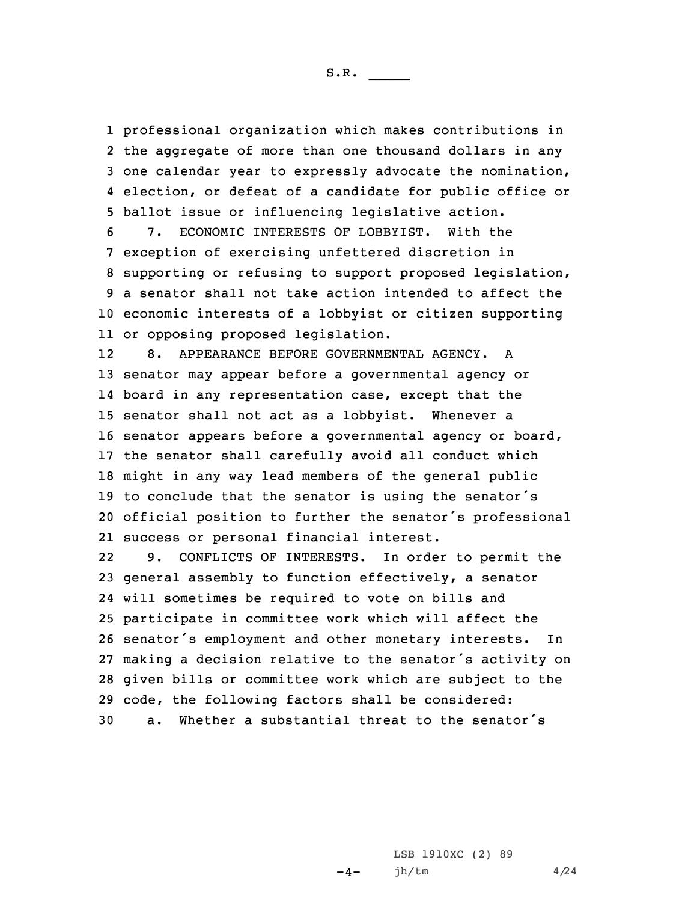professional organization which makes contributions in the aggregate of more than one thousand dollars in any one calendar year to expressly advocate the nomination, election, or defeat of a candidate for public office or ballot issue or influencing legislative action.

7. ECONOMIC INTERESTS OF LOBBYIST. With the exception of exercising unfettered discretion in supporting or refusing to support proposed legislation, a senator shall not take action intended to affect the economic interests of a lobbyist or citizen supporting or opposing proposed legislation.

8. APPEARANCE BEFORE GOVERNMENTAL AGENCY. A senator may appear before a governmental agency or board in any representation case, except that the senator shall not act as a lobbyist. Whenever a senator appears before a governmental agency or board, the senator shall carefully avoid all conduct which might in any way lead members of the general public to conclude that the senator is using the senator's official position to further the senator's professional success or personal financial interest.

9. CONFLICTS OF INTERESTS. In order to permit the general assembly to function effectively, a senator will sometimes be required to vote on bills and participate in committee work which will affect the senator's employment and other monetary interests. In making a decision relative to the senator's activity on given bills or committee work which are subject to the code, the following factors shall be considered:

a. Whether a substantial threat to the senator's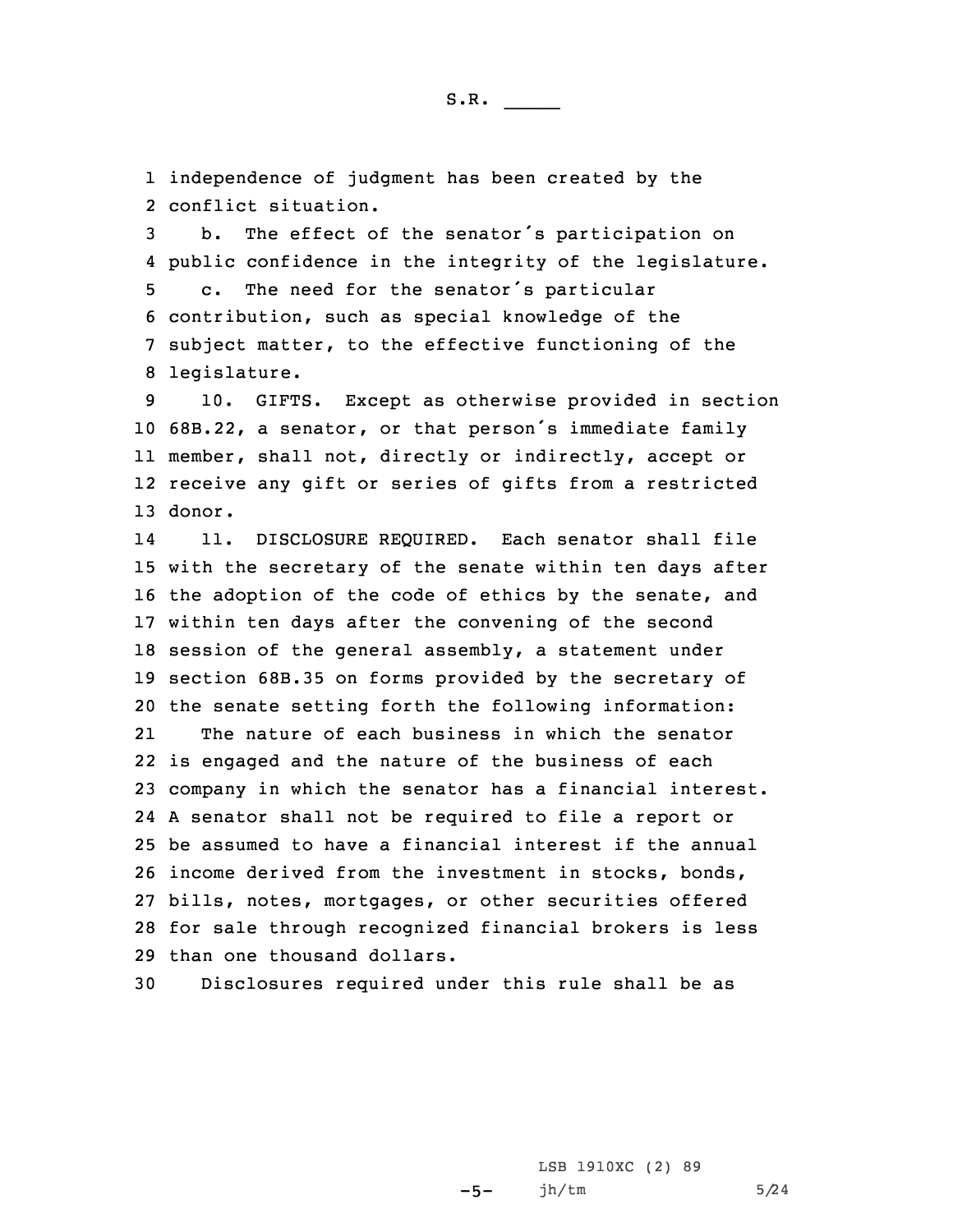independence of judgment has been created by the conflict situation.

b. The effect of the senator's participation on public confidence in the integrity of the legislature.

c. The need for the senator's particular contribution, such as special knowledge of the subject matter, to the effective functioning of the legislature.

10. GIFTS. Except as otherwise provided in section 68B.22, a senator, or that person's immediate family member, shall not, directly or indirectly, accept or receive any gift or series of gifts from a restricted donor.

11. DISCLOSURE REQUIRED. Each senator shall file with the secretary of the senate within ten days after the adoption of the code of ethics by the senate, and within ten days after the convening of the second session of the general assembly, a statement under section 68B.35 on forms provided by the secretary of the senate setting forth the following information:

The nature of each business in which the senator is engaged and the nature of the business of each company in which the senator has a financial interest. A senator shall not be required to file a report or be assumed to have a financial interest if the annual income derived from the investment in stocks, bonds, bills, notes, mortgages, or other securities offered for sale through recognized financial brokers is less than one thousand dollars.

Disclosures required under this rule shall be as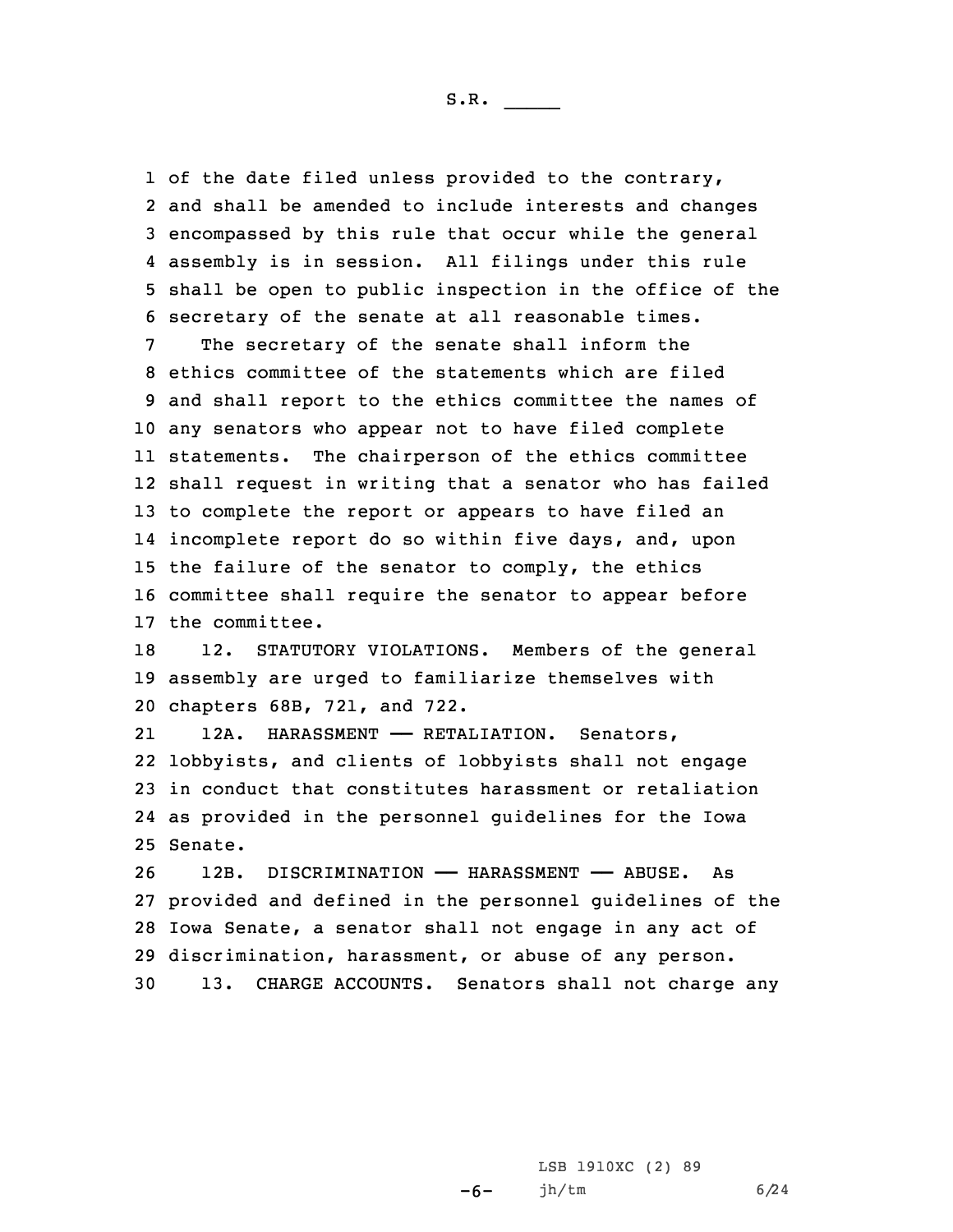of the date filed unless provided to the contrary, and shall be amended to include interests and changes encompassed by this rule that occur while the general assembly is in session. All filings under this rule shall be open to public inspection in the office of the secretary of the senate at all reasonable times.

The secretary of the senate shall inform the ethics committee of the statements which are filed and shall report to the ethics committee the names of any senators who appear not to have filed complete statements. The chairperson of the ethics committee shall request in writing that a senator who has failed to complete the report or appears to have filed an incomplete report do so within five days, and, upon the failure of the senator to comply, the ethics committee shall require the senator to appear before the committee.

12. STATUTORY VIOLATIONS. Members of the general assembly are urged to familiarize themselves with chapters 68B, 721, and 722.

12A. HARASSMENT —— RETALIATION. Senators, lobbyists, and clients of lobbyists shall not engage in conduct that constitutes harassment or retaliation as provided in the personnel guidelines for the Iowa Senate.

12B. DISCRIMINATION —— HARASSMENT —— ABUSE. As provided and defined in the personnel guidelines of the Iowa Senate, a senator shall not engage in any act of discrimination, harassment, or abuse of any person.

13. CHARGE ACCOUNTS. Senators shall not charge any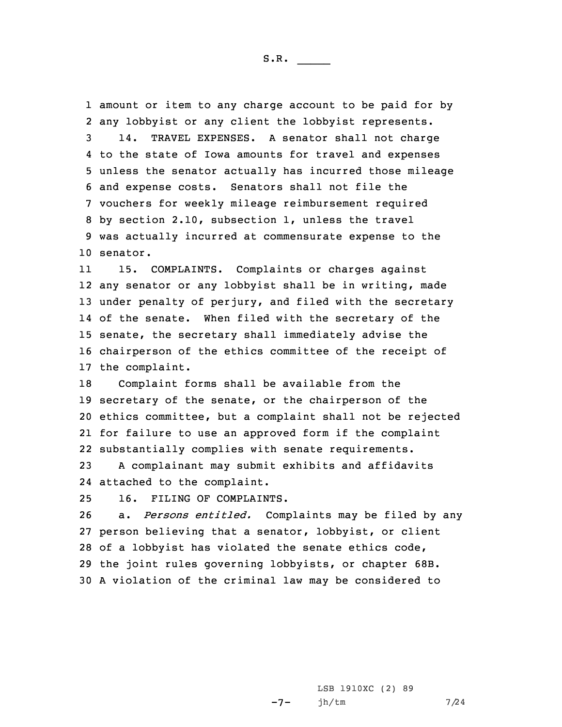amount or item to any charge account to be paid for by any lobbyist or any client the lobbyist represents.

14. TRAVEL EXPENSES. A senator shall not charge to the state of Iowa amounts for travel and expenses unless the senator actually has incurred those mileage and expense costs. Senators shall not file the vouchers for weekly mileage reimbursement required by section 2.10, subsection 1, unless the travel was actually incurred at commensurate expense to the senator.

15. COMPLAINTS. Complaints or charges against any senator or any lobbyist shall be in writing, made under penalty of perjury, and filed with the secretary of the senate. When filed with the secretary of the senate, the secretary shall immediately advise the chairperson of the ethics committee of the receipt of the complaint.

Complaint forms shall be available from the secretary of the senate, or the chairperson of the ethics committee, but a complaint shall not be rejected for failure to use an approved form if the complaint substantially complies with senate requirements.

A complainant may submit exhibits and affidavits attached to the complaint.

16. FILING OF COMPLAINTS.

a. *Persons entitled.* Complaints may be filed by any person believing that a senator, lobbyist, or client of a lobbyist has violated the senate ethics code, the joint rules governing lobbyists, or chapter 68B. A violation of the criminal law may be considered to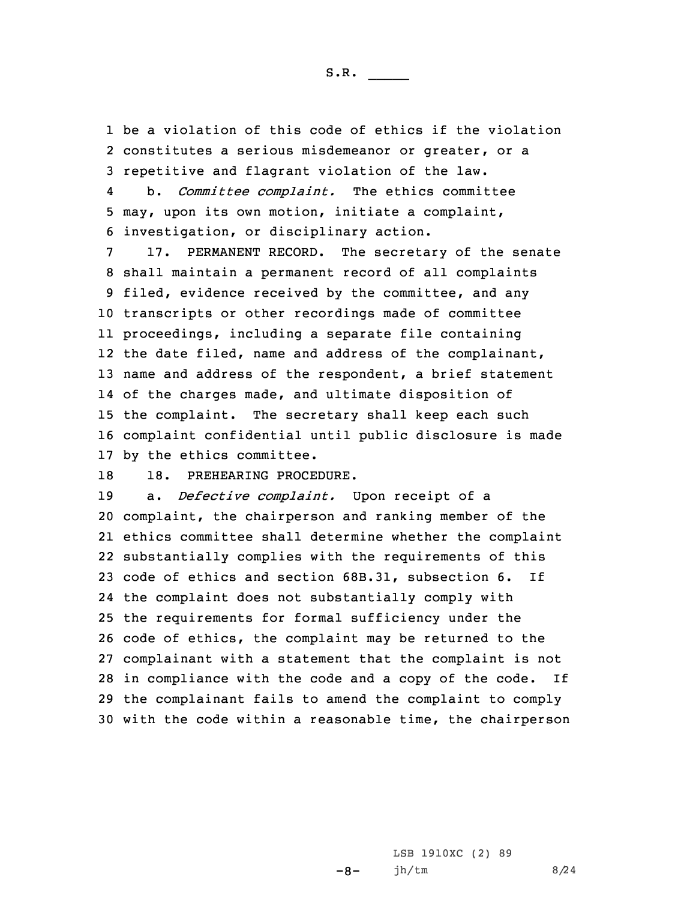be a violation of this code of ethics if the violation constitutes a serious misdemeanor or greater, or a repetitive and flagrant violation of the law.

b. *Committee complaint.* The ethics committee may, upon its own motion, initiate a complaint, investigation, or disciplinary action.

17. PERMANENT RECORD. The secretary of the senate shall maintain a permanent record of all complaints filed, evidence received by the committee, and any transcripts or other recordings made of committee proceedings, including a separate file containing the date filed, name and address of the complainant, name and address of the respondent, a brief statement of the charges made, and ultimate disposition of the complaint. The secretary shall keep each such complaint confidential until public disclosure is made by the ethics committee.

18. PREHEARING PROCEDURE.

a. *Defective complaint.* Upon receipt of a complaint, the chairperson and ranking member of the ethics committee shall determine whether the complaint substantially complies with the requirements of this code of ethics and section 68B.31, subsection 6. If the complaint does not substantially comply with the requirements for formal sufficiency under the code of ethics, the complaint may be returned to the complainant with a statement that the complaint is not in compliance with the code and a copy of the code. If the complainant fails to amend the complaint to comply with the code within a reasonable time, the chairperson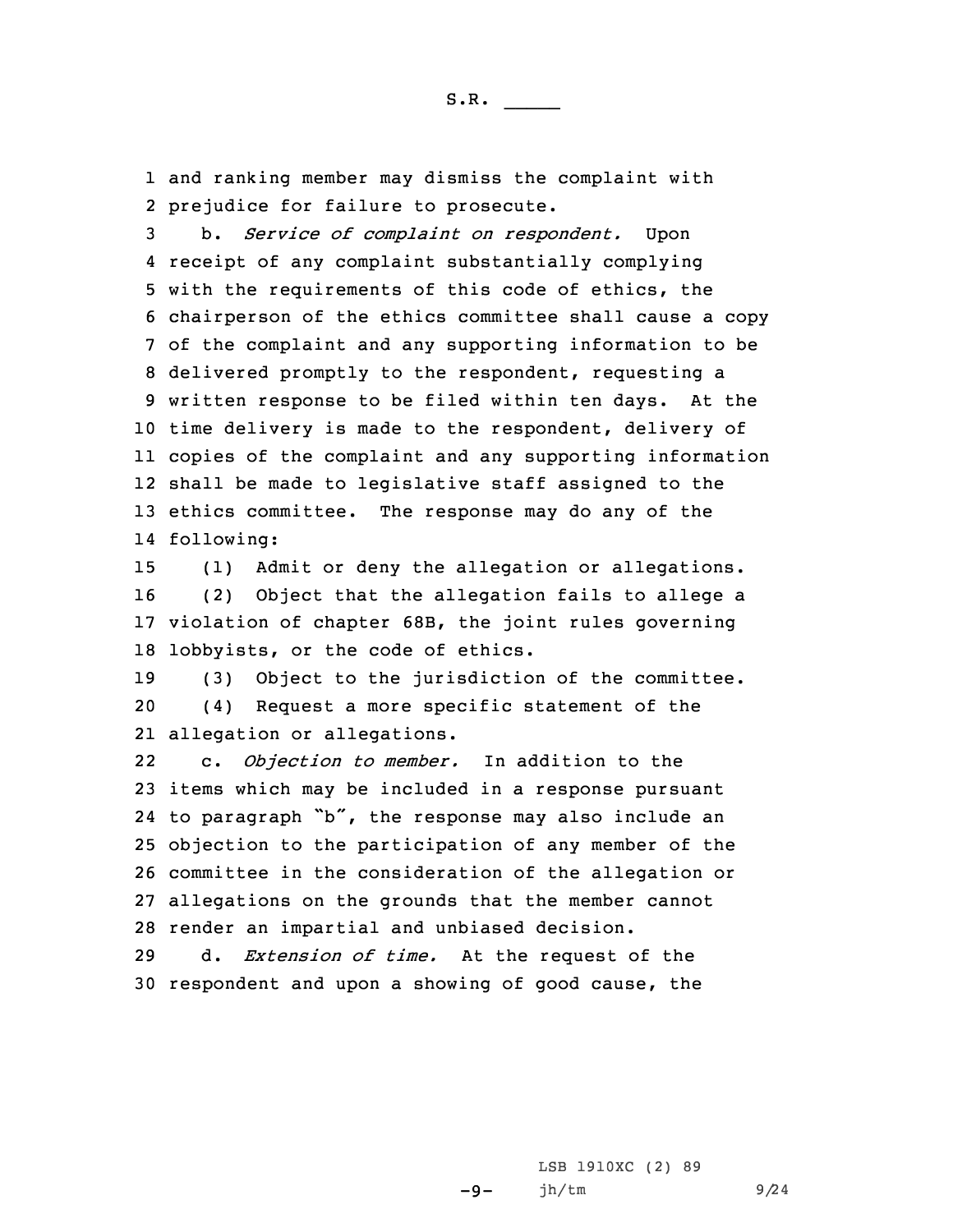and ranking member may dismiss the complaint with prejudice for failure to prosecute.

b. *Service of complaint on respondent.* Upon receipt of any complaint substantially complying with the requirements of this code of ethics, the chairperson of the ethics committee shall cause a copy of the complaint and any supporting information to be delivered promptly to the respondent, requesting a written response to be filed within ten days. At the time delivery is made to the respondent, delivery of copies of the complaint and any supporting information shall be made to legislative staff assigned to the ethics committee. The response may do any of the following:

(1) Admit or deny the allegation or allegations.

(2) Object that the allegation fails to allege a violation of chapter 68B, the joint rules governing lobbyists, or the code of ethics.

(3) Object to the jurisdiction of the committee.

(4) Request a more specific statement of the allegation or allegations.

c. *Objection to member.* In addition to the items which may be included in a response pursuant to paragraph "b", the response may also include an objection to the participation of any member of the committee in the consideration of the allegation or allegations on the grounds that the member cannot render an impartial and unbiased decision.

d. *Extension of time.* At the request of the respondent and upon a showing of good cause, the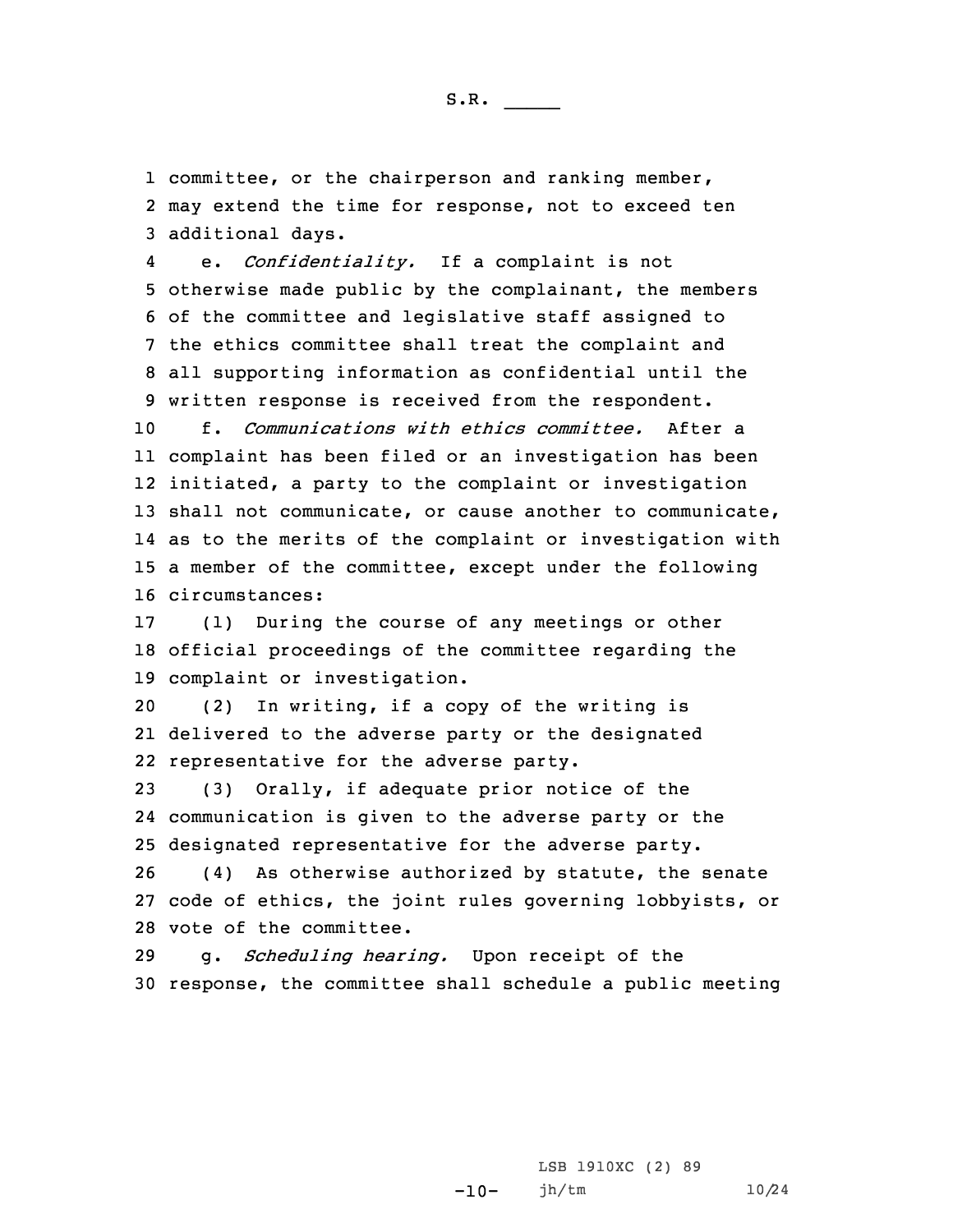committee, or the chairperson and ranking member, may extend the time for response, not to exceed ten additional days.

e. *Confidentiality.* If a complaint is not otherwise made public by the complainant, the members of the committee and legislative staff assigned to the ethics committee shall treat the complaint and all supporting information as confidential until the written response is received from the respondent.

f. *Communications with ethics committee.* After a complaint has been filed or an investigation has been initiated, a party to the complaint or investigation shall not communicate, or cause another to communicate, as to the merits of the complaint or investigation with a member of the committee, except under the following circumstances:

(1) During the course of any meetings or other official proceedings of the committee regarding the complaint or investigation.

(2) In writing, if a copy of the writing is delivered to the adverse party or the designated representative for the adverse party.

(3) Orally, if adequate prior notice of the communication is given to the adverse party or the designated representative for the adverse party.

(4) As otherwise authorized by statute, the senate code of ethics, the joint rules governing lobbyists, or vote of the committee.

g. *Scheduling hearing.* Upon receipt of the response, the committee shall schedule a public meeting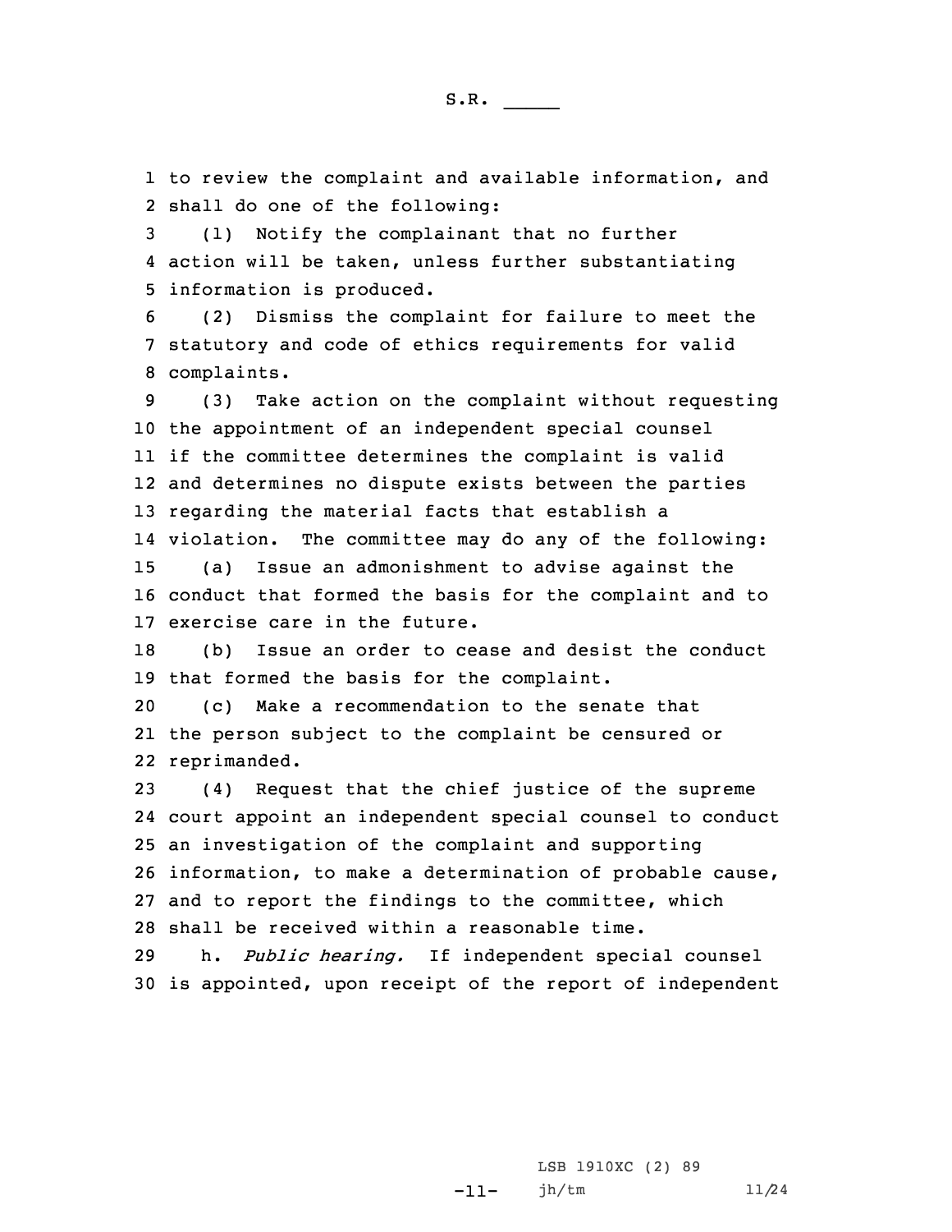to review the complaint and available information, and shall do one of the following:

(1) Notify the complainant that no further action will be taken, unless further substantiating information is produced.

(2) Dismiss the complaint for failure to meet the statutory and code of ethics requirements for valid complaints.

(3) Take action on the complaint without requesting the appointment of an independent special counsel if the committee determines the complaint is valid and determines no dispute exists between the parties regarding the material facts that establish a violation. The committee may do any of the following:

(a) Issue an admonishment to advise against the conduct that formed the basis for the complaint and to exercise care in the future.

(b) Issue an order to cease and desist the conduct that formed the basis for the complaint.

(c) Make a recommendation to the senate that the person subject to the complaint be censured or reprimanded.

(4) Request that the chief justice of the supreme court appoint an independent special counsel to conduct an investigation of the complaint and supporting information, to make a determination of probable cause, and to report the findings to the committee, which shall be received within a reasonable time.

h. *Public hearing.* If independent special counsel is appointed, upon receipt of the report of independent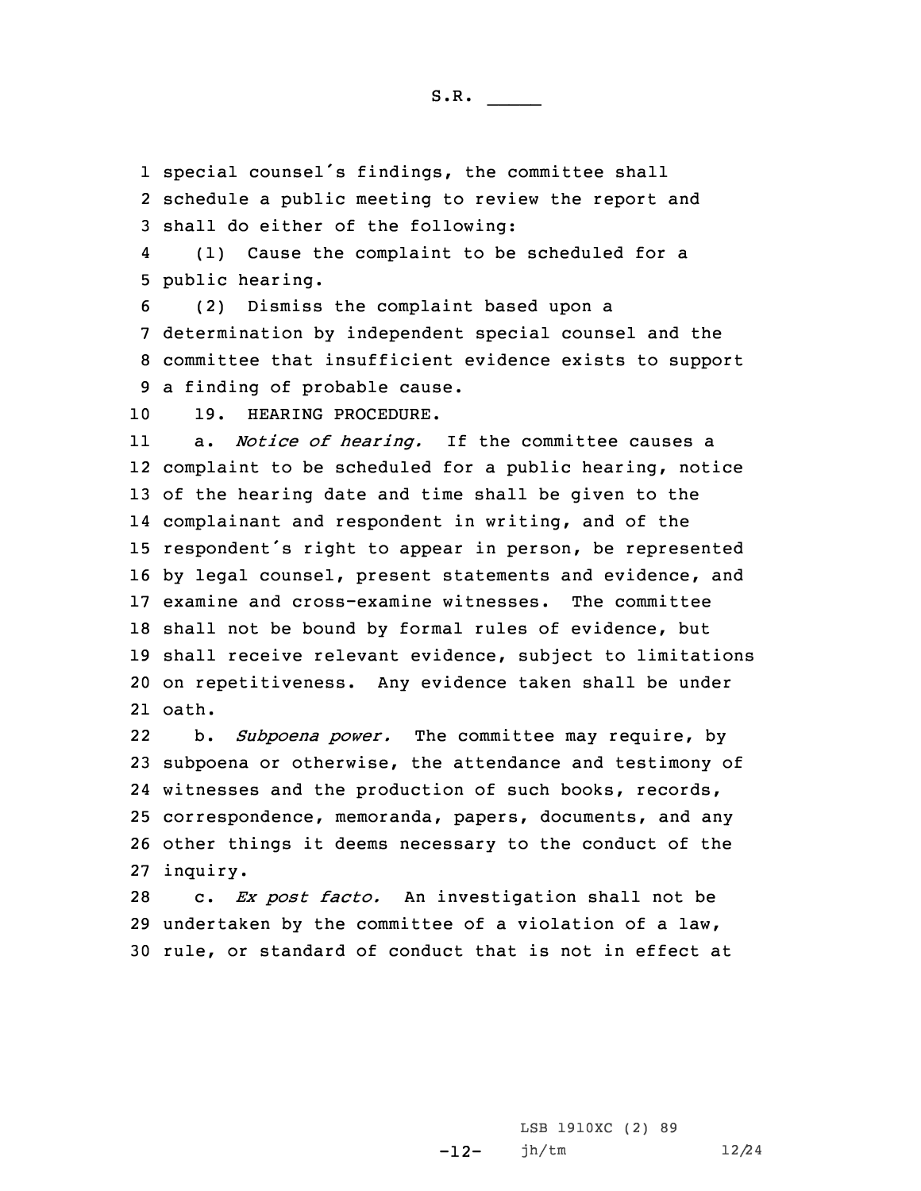special counsel's findings, the committee shall schedule a public meeting to review the report and shall do either of the following:

(1) Cause the complaint to be scheduled for a public hearing.

(2) Dismiss the complaint based upon a determination by independent special counsel and the committee that insufficient evidence exists to support a finding of probable cause.

19. HEARING PROCEDURE.

a. *Notice of hearing.* If the committee causes a complaint to be scheduled for a public hearing, notice of the hearing date and time shall be given to the complainant and respondent in writing, and of the respondent's right to appear in person, be represented by legal counsel, present statements and evidence, and examine and cross-examine witnesses. The committee shall not be bound by formal rules of evidence, but shall receive relevant evidence, subject to limitations on repetitiveness. Any evidence taken shall be under oath.

b. *Subpoena power.* The committee may require, by subpoena or otherwise, the attendance and testimony of witnesses and the production of such books, records, correspondence, memoranda, papers, documents, and any other things it deems necessary to the conduct of the inquiry.

c. *Ex post facto.* An investigation shall not be undertaken by the committee of a violation of a law, rule, or standard of conduct that is not in effect at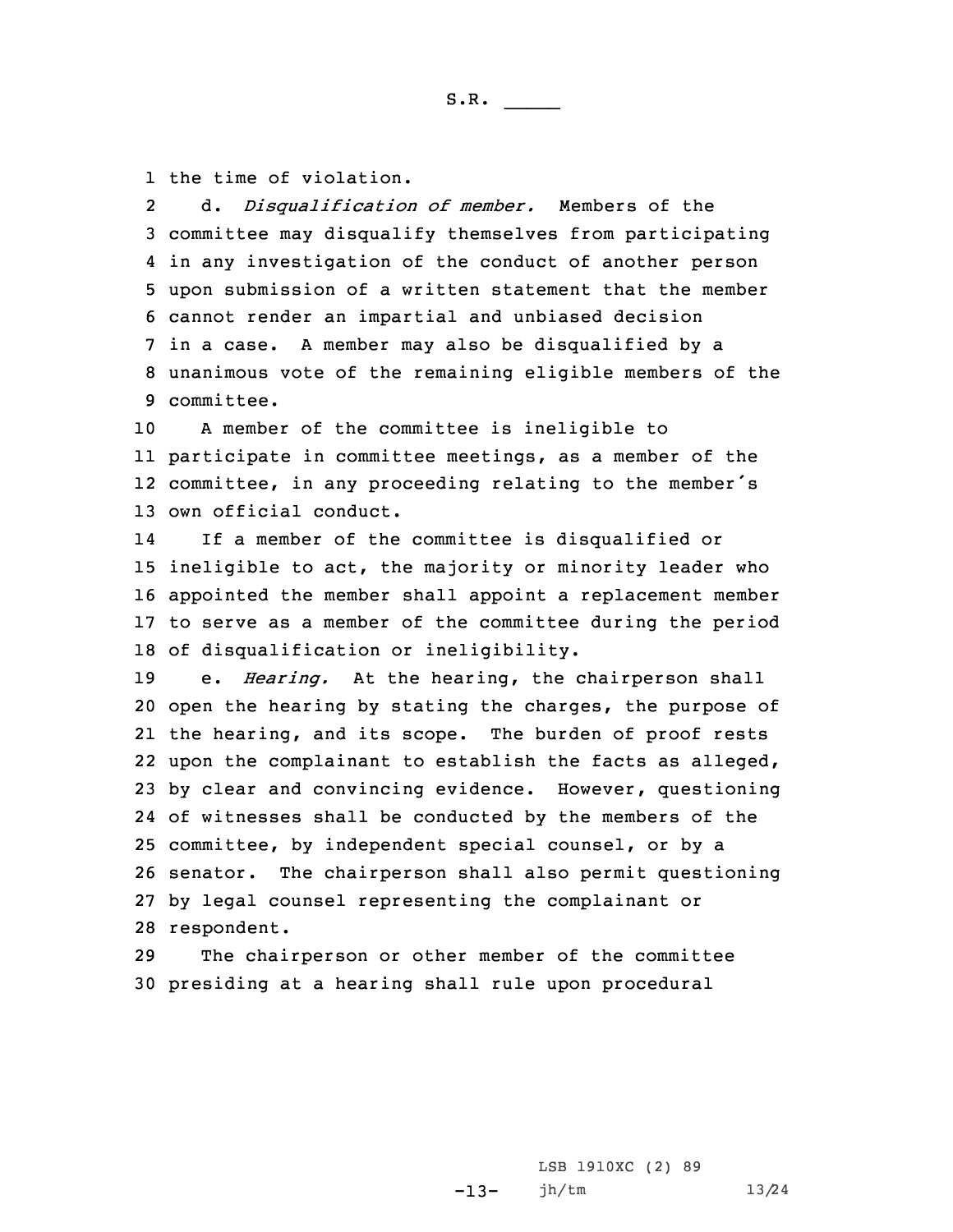the time of violation.

d. *Disqualification of member.* Members of the committee may disqualify themselves from participating in any investigation of the conduct of another person upon submission of a written statement that the member cannot render an impartial and unbiased decision in a case. A member may also be disqualified by a unanimous vote of the remaining eligible members of the committee.

A member of the committee is ineligible to participate in committee meetings, as a member of the committee, in any proceeding relating to the member's own official conduct.

If a member of the committee is disqualified or ineligible to act, the majority or minority leader who appointed the member shall appoint a replacement member to serve as a member of the committee during the period of disqualification or ineligibility.

e. *Hearing.* At the hearing, the chairperson shall open the hearing by stating the charges, the purpose of the hearing, and its scope. The burden of proof rests upon the complainant to establish the facts as alleged, by clear and convincing evidence. However, questioning of witnesses shall be conducted by the members of the committee, by independent special counsel, or by a senator. The chairperson shall also permit questioning by legal counsel representing the complainant or respondent.

The chairperson or other member of the committee presiding at a hearing shall rule upon procedural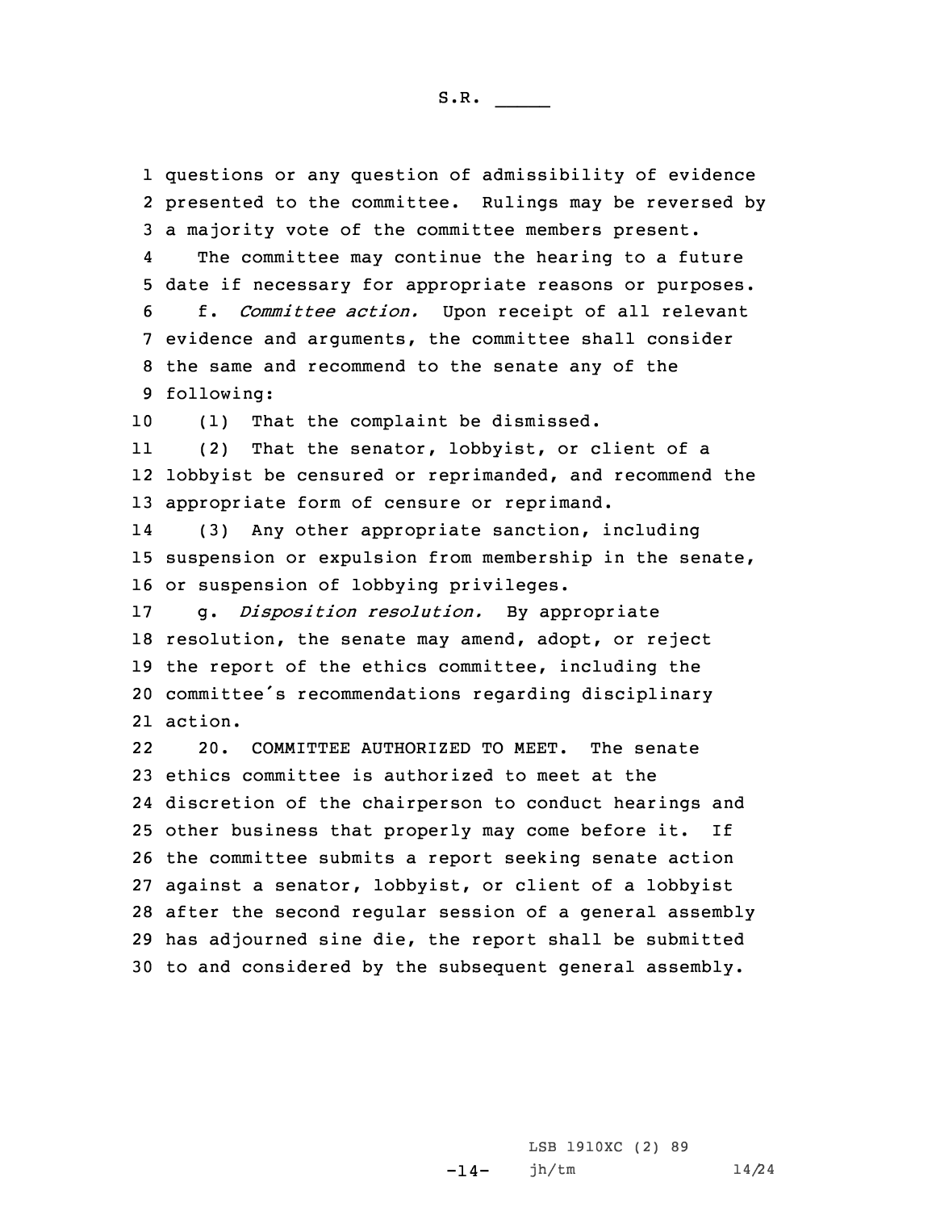questions or any question of admissibility of evidence presented to the committee. Rulings may be reversed by a majority vote of the committee members present.

The committee may continue the hearing to a future date if necessary for appropriate reasons or purposes.

f. *Committee action.* Upon receipt of all relevant evidence and arguments, the committee shall consider the same and recommend to the senate any of the following:

(1) That the complaint be dismissed.

(2) That the senator, lobbyist, or client of a lobbyist be censured or reprimanded, and recommend the appropriate form of censure or reprimand.

(3) Any other appropriate sanction, including suspension or expulsion from membership in the senate, or suspension of lobbying privileges.

g. *Disposition resolution.* By appropriate resolution, the senate may amend, adopt, or reject the report of the ethics committee, including the committee's recommendations regarding disciplinary action.

20. COMMITTEE AUTHORIZED TO MEET. The senate ethics committee is authorized to meet at the discretion of the chairperson to conduct hearings and other business that properly may come before it. If the committee submits a report seeking senate action against a senator, lobbyist, or client of a lobbyist after the second regular session of a general assembly has adjourned sine die, the report shall be submitted to and considered by the subsequent general assembly.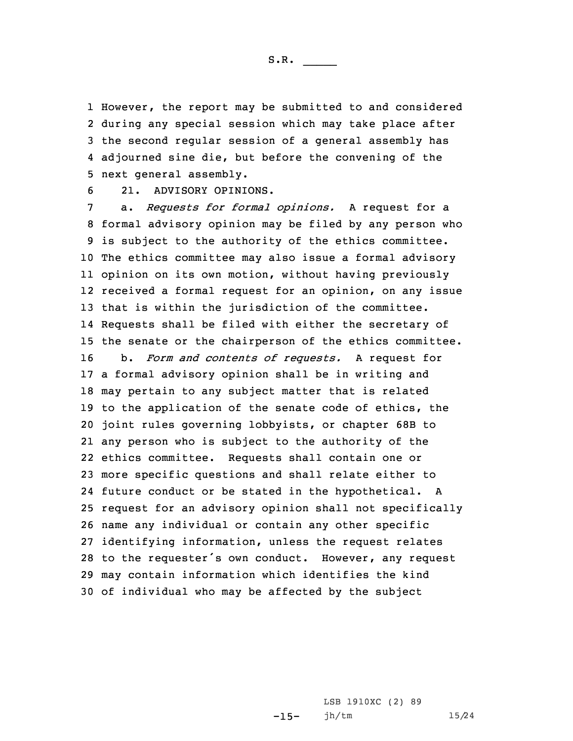However, the report may be submitted to and considered during any special session which may take place after the second regular session of a general assembly has adjourned sine die, but before the convening of the next general assembly.

21. ADVISORY OPINIONS.

a. *Requests for formal opinions.* A request for a formal advisory opinion may be filed by any person who is subject to the authority of the ethics committee. The ethics committee may also issue a formal advisory opinion on its own motion, without having previously received a formal request for an opinion, on any issue that is within the jurisdiction of the committee. Requests shall be filed with either the secretary of the senate or the chairperson of the ethics committee.

b. *Form and contents of requests.* A request for a formal advisory opinion shall be in writing and may pertain to any subject matter that is related to the application of the senate code of ethics, the joint rules governing lobbyists, or chapter 68B to any person who is subject to the authority of the ethics committee. Requests shall contain one or more specific questions and shall relate either to future conduct or be stated in the hypothetical. A request for an advisory opinion shall not specifically name any individual or contain any other specific identifying information, unless the request relates to the requester's own conduct. However, any request may contain information which identifies the kind of individual who may be affected by the subject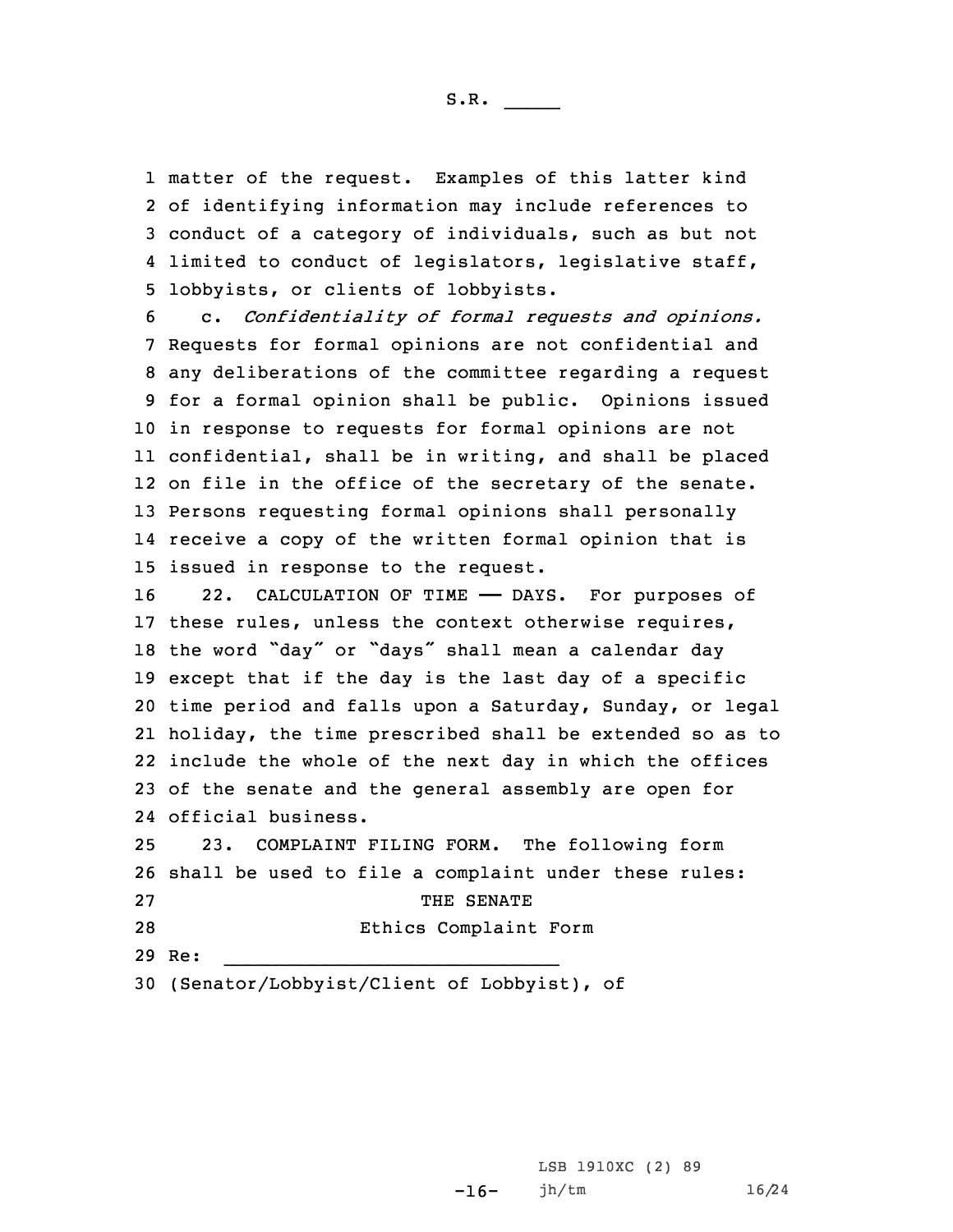matter of the request. Examples of this latter kind of identifying information may include references to conduct of a category of individuals, such as but not limited to conduct of legislators, legislative staff, lobbyists, or clients of lobbyists.

c. *Confidentiality of formal requests and opinions.* Requests for formal opinions are not confidential and any deliberations of the committee regarding a request for a formal opinion shall be public. Opinions issued in response to requests for formal opinions are not confidential, shall be in writing, and shall be placed on file in the office of the secretary of the senate. Persons requesting formal opinions shall personally receive a copy of the written formal opinion that is issued in response to the request.

22. CALCULATION OF TIME —— DAYS. For purposes of these rules, unless the context otherwise requires, the word "day" or "days" shall mean a calendar day except that if the day is the last day of a specific time period and falls upon a Saturday, Sunday, or legal holiday, the time prescribed shall be extended so as to include the whole of the next day in which the offices of the senate and the general assembly are open for official business.

23. COMPLAINT FILING FORM. The following form shall be used to file a complaint under these rules:

THE SENATE

Ethics Complaint Form

Re: ______________________________

(Senator/Lobbyist/Client of Lobbyist), of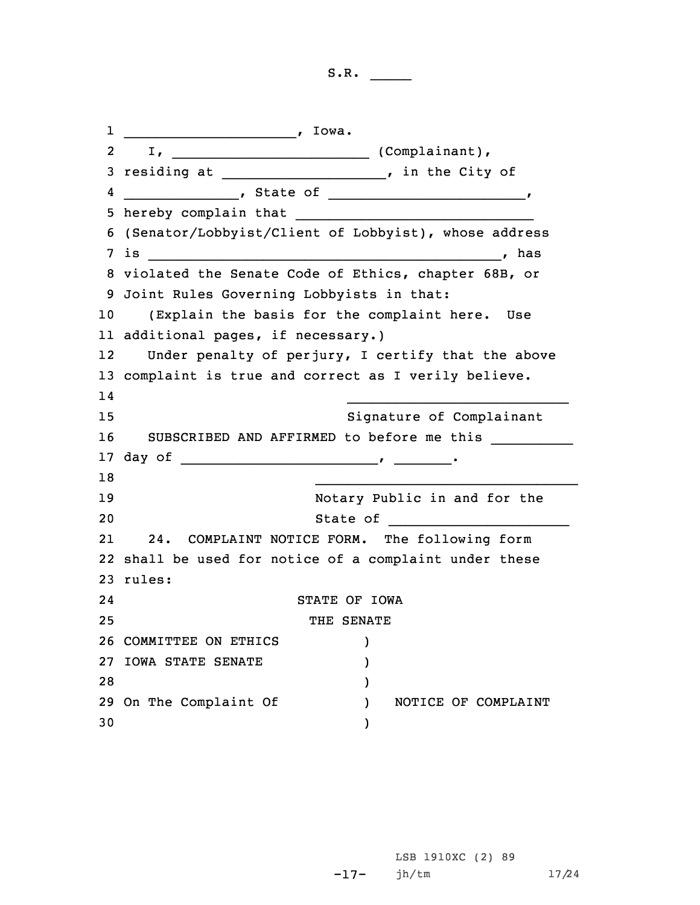_____________________, Iowa.

I, ________________________ (Complainant), residing at ____________________, in the City of ______________, State of ________________________, hereby complain that _____________________________ (Senator/Lobbyist/Client of Lobbyist), whose address is ____________________________________________, has violated the Senate Code of Ethics, chapter 68B, or Joint Rules Governing Lobbyists in that:

(Explain the basis for the complaint here. Use additional pages, if necessary.)

Under penalty of perjury, I certify that the above complaint is true and correct as I verily believe.

___________________________
Signature of Complainant

SUBSCRIBED AND AFFIRMED to before me this __________ day of ________________________, _______.

_________________________________
Notary Public in and for the State of ______________________

24. COMPLAINT NOTICE FORM. The following form shall be used for notice of a complaint under these rules:

STATE OF IOWA

THE SENATE

```
COMMITTEE ON ETHICS          )
IOWA STATE SENATE            )
                             )
On The Complaint Of          )   NOTICE OF COMPLAINT
                             )
```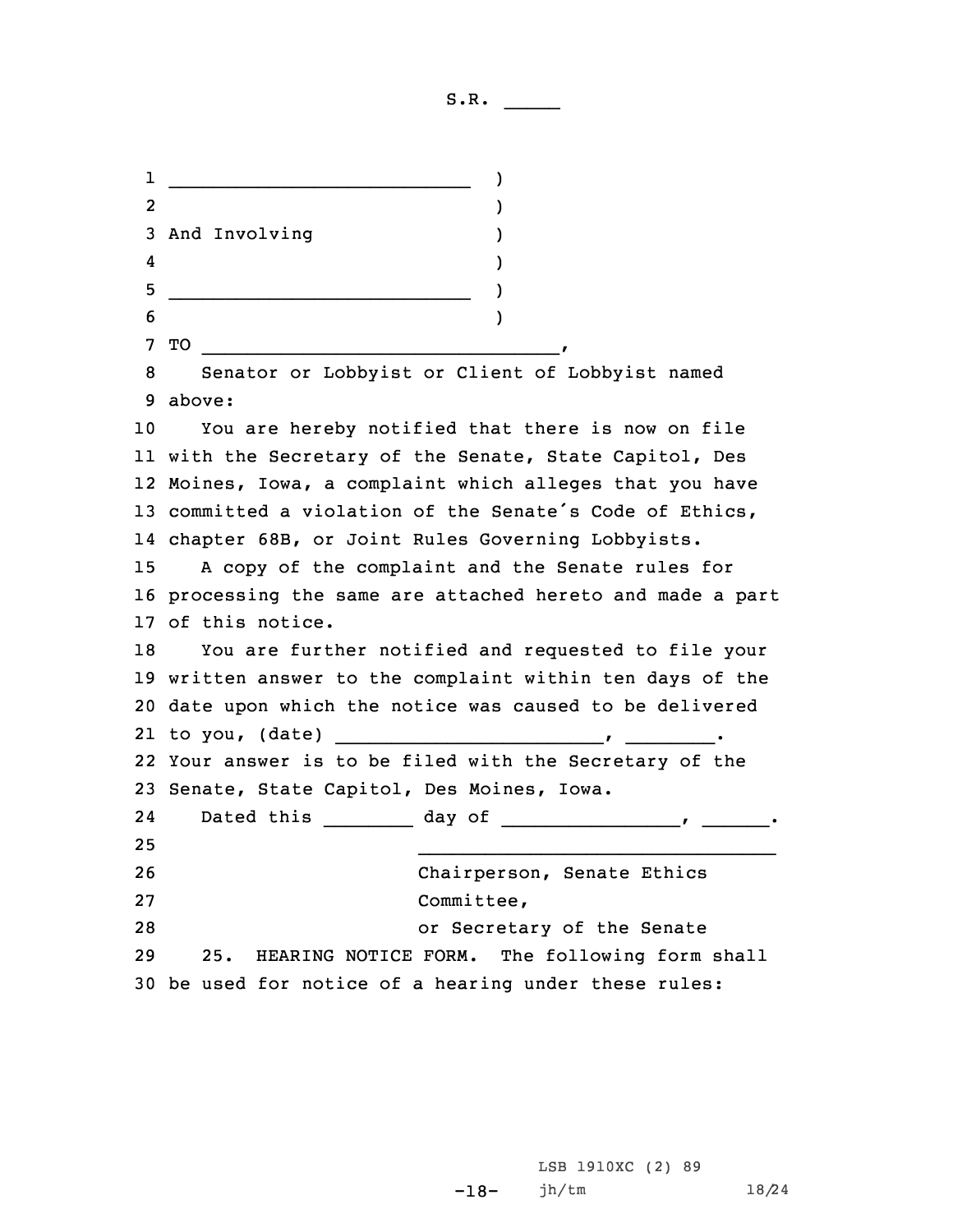S.R. _____

```
____________________________ )
                             )
And Involving                )
                             )
____________________________ )
                             )
```

TO ________________________________,

Senator or Lobbyist or Client of Lobbyist named above:

You are hereby notified that there is now on file with the Secretary of the Senate, State Capitol, Des Moines, Iowa, a complaint which alleges that you have committed a violation of the Senate's Code of Ethics, chapter 68B, or Joint Rules Governing Lobbyists.

A copy of the complaint and the Senate rules for processing the same are attached hereto and made a part of this notice.

You are further notified and requested to file your written answer to the complaint within ten days of the date upon which the notice was caused to be delivered to you, (date) _______________________, ________. Your answer is to be filed with the Secretary of the Senate, State Capitol, Des Moines, Iowa.

Dated this ________ day of ________________, ______.

________________________________
Chairperson, Senate Ethics Committee,
or Secretary of the Senate

25. HEARING NOTICE FORM. The following form shall be used for notice of a hearing under these rules: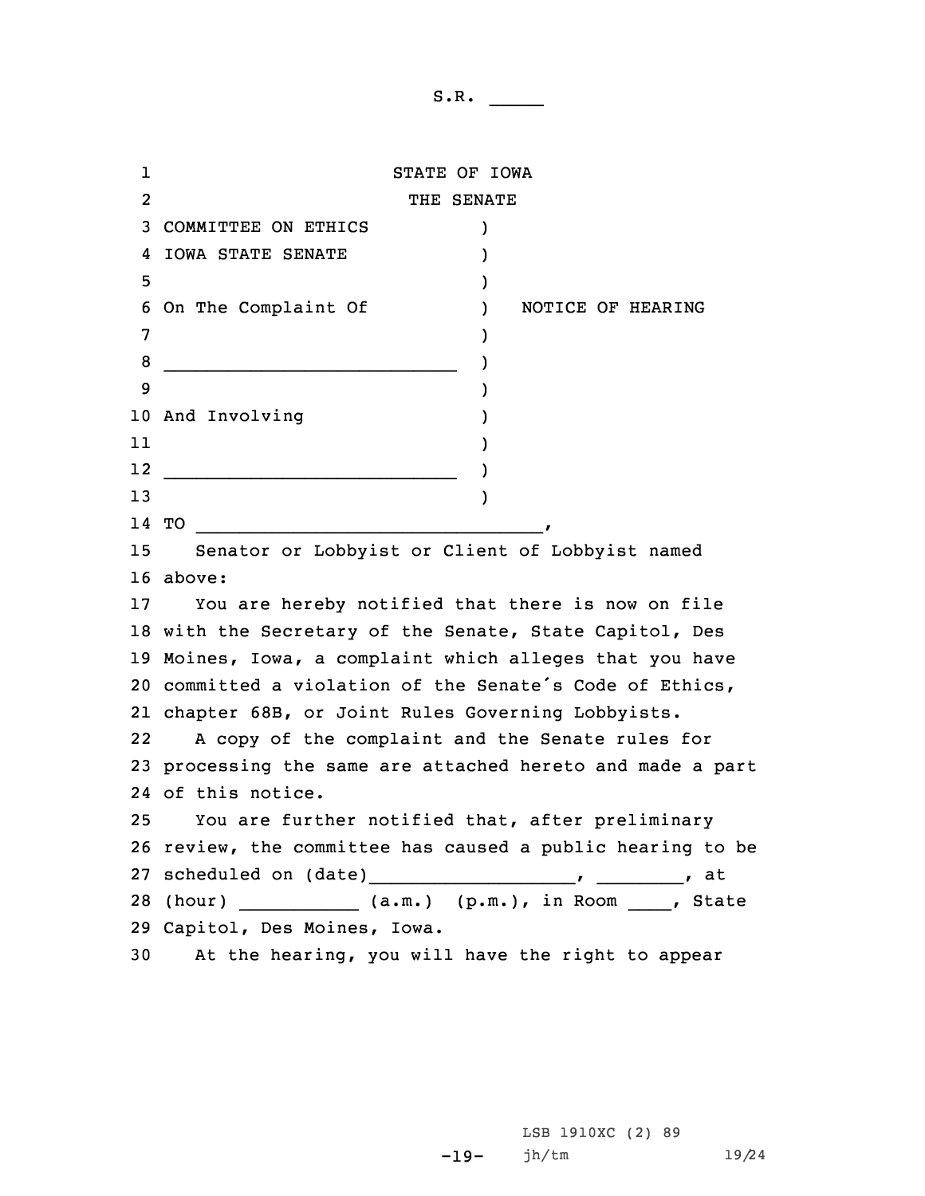S.R. _____

STATE OF IOWA

THE SENATE

COMMITTEE ON ETHICS )
IOWA STATE SENATE )
)
On The Complaint Of ) NOTICE OF HEARING
)
___________________________ )
)
And Involving )
)
___________________________ )
)

TO ________________________________,

Senator or Lobbyist or Client of Lobbyist named above:

You are hereby notified that there is now on file with the Secretary of the Senate, State Capitol, Des Moines, Iowa, a complaint which alleges that you have committed a violation of the Senate's Code of Ethics, chapter 68B, or Joint Rules Governing Lobbyists.

A copy of the complaint and the Senate rules for processing the same are attached hereto and made a part of this notice.

You are further notified that, after preliminary review, the committee has caused a public hearing to be scheduled on (date)__________________, ________, at (hour) ___________ (a.m.) (p.m.), in Room ____, State Capitol, Des Moines, Iowa.

At the hearing, you will have the right to appear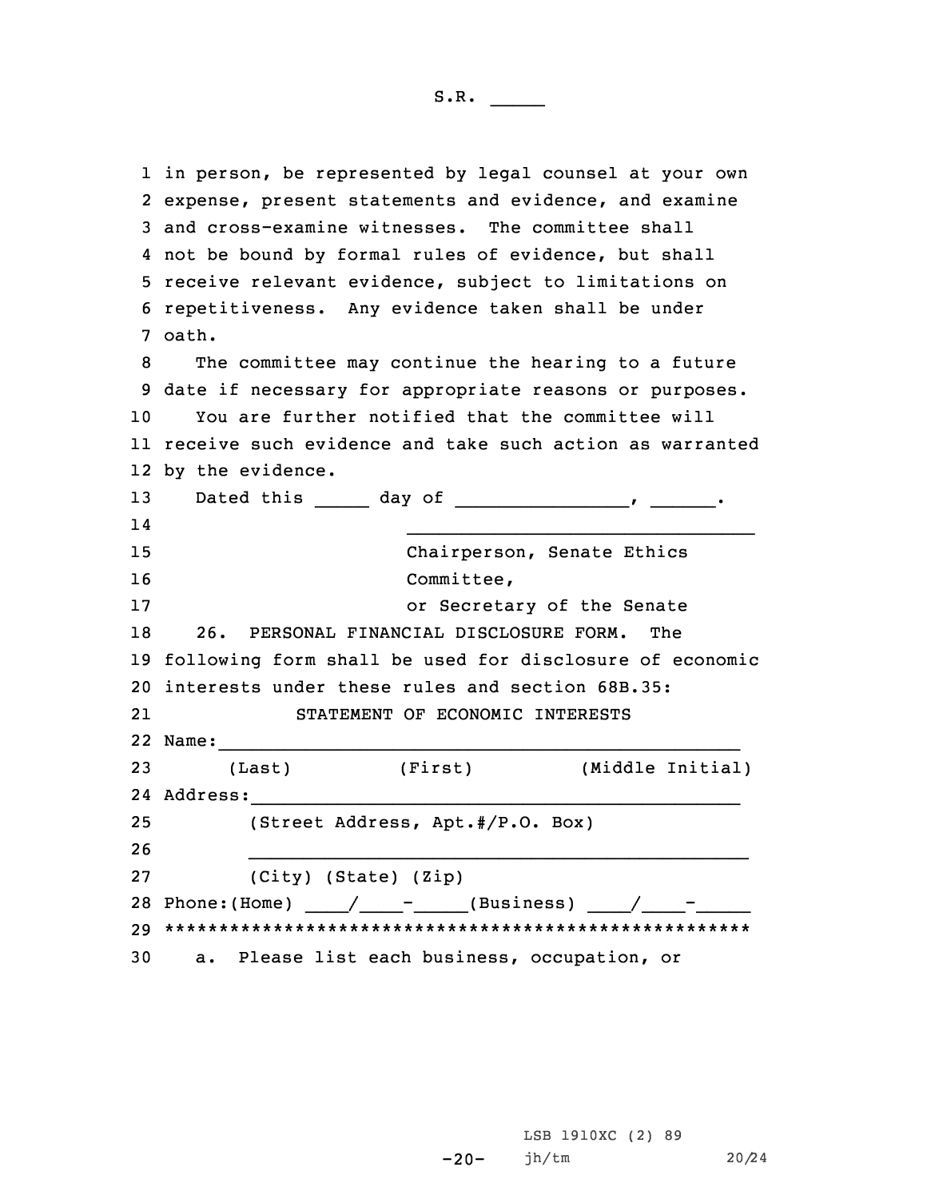in person, be represented by legal counsel at your own expense, present statements and evidence, and examine and cross-examine witnesses. The committee shall not be bound by formal rules of evidence, but shall receive relevant evidence, subject to limitations on repetitiveness. Any evidence taken shall be under oath.

The committee may continue the hearing to a future date if necessary for appropriate reasons or purposes.

You are further notified that the committee will receive such evidence and take such action as warranted by the evidence.

Dated this _____ day of ________________, ______.

________________________________
Chairperson, Senate Ethics Committee,
or Secretary of the Senate

26. PERSONAL FINANCIAL DISCLOSURE FORM. The following form shall be used for disclosure of economic interests under these rules and section 68B.35:

STATEMENT OF ECONOMIC INTERESTS

Name:_____________________________________________
(Last) (First) (Middle Initial)

Address:__________________________________________
(Street Address, Apt.#/P.O. Box)

__________________________________________
(City) (State) (Zip)

Phone:(Home) ____/____-_____(Business) ____/____-_____

*****************************************************

a. Please list each business, occupation, or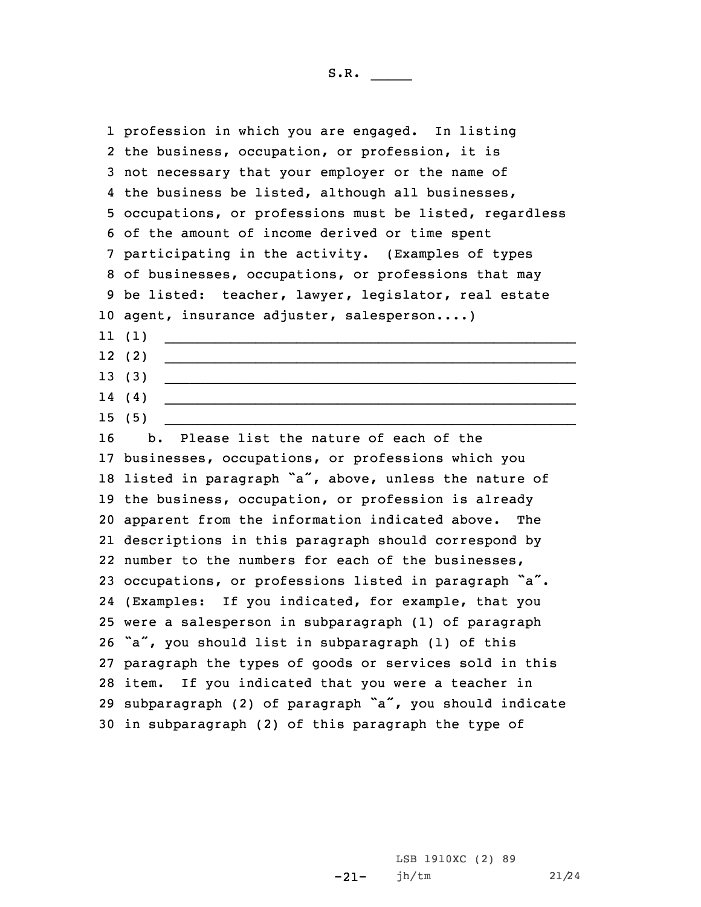profession in which you are engaged. In listing the business, occupation, or profession, it is not necessary that your employer or the name of the business be listed, although all businesses, occupations, or professions must be listed, regardless of the amount of income derived or time spent participating in the activity. (Examples of types of businesses, occupations, or professions that may be listed: teacher, lawyer, legislator, real estate agent, insurance adjuster, salesperson....)

(1) ______________________________________________

(2) ______________________________________________

(3) ______________________________________________

(4) ______________________________________________

(5) ______________________________________________

b. Please list the nature of each of the businesses, occupations, or professions which you listed in paragraph "a", above, unless the nature of the business, occupation, or profession is already apparent from the information indicated above. The descriptions in this paragraph should correspond by number to the numbers for each of the businesses, occupations, or professions listed in paragraph "a". (Examples: If you indicated, for example, that you were a salesperson in subparagraph (1) of paragraph "a", you should list in subparagraph (1) of this paragraph the types of goods or services sold in this item. If you indicated that you were a teacher in subparagraph (2) of paragraph "a", you should indicate in subparagraph (2) of this paragraph the type of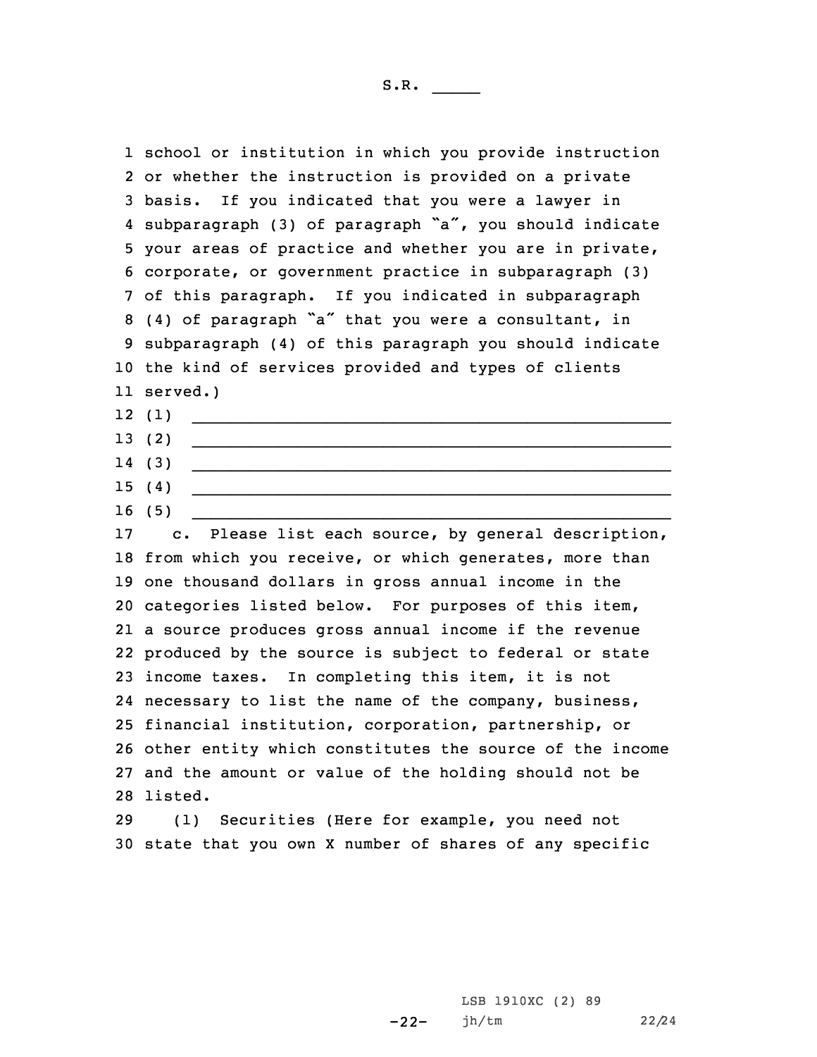school or institution in which you provide instruction or whether the instruction is provided on a private basis. If you indicated that you were a lawyer in subparagraph (3) of paragraph "a", you should indicate your areas of practice and whether you are in private, corporate, or government practice in subparagraph (3) of this paragraph. If you indicated in subparagraph (4) of paragraph "a" that you were a consultant, in subparagraph (4) of this paragraph you should indicate the kind of services provided and types of clients served.)

(1) ______________________________________________

(2) ______________________________________________

(3) ______________________________________________

(4) ______________________________________________

(5) ______________________________________________

c. Please list each source, by general description, from which you receive, or which generates, more than one thousand dollars in gross annual income in the categories listed below. For purposes of this item, a source produces gross annual income if the revenue produced by the source is subject to federal or state income taxes. In completing this item, it is not necessary to list the name of the company, business, financial institution, corporation, partnership, or other entity which constitutes the source of the income and the amount or value of the holding should not be listed.

(1) Securities (Here for example, you need not state that you own X number of shares of any specific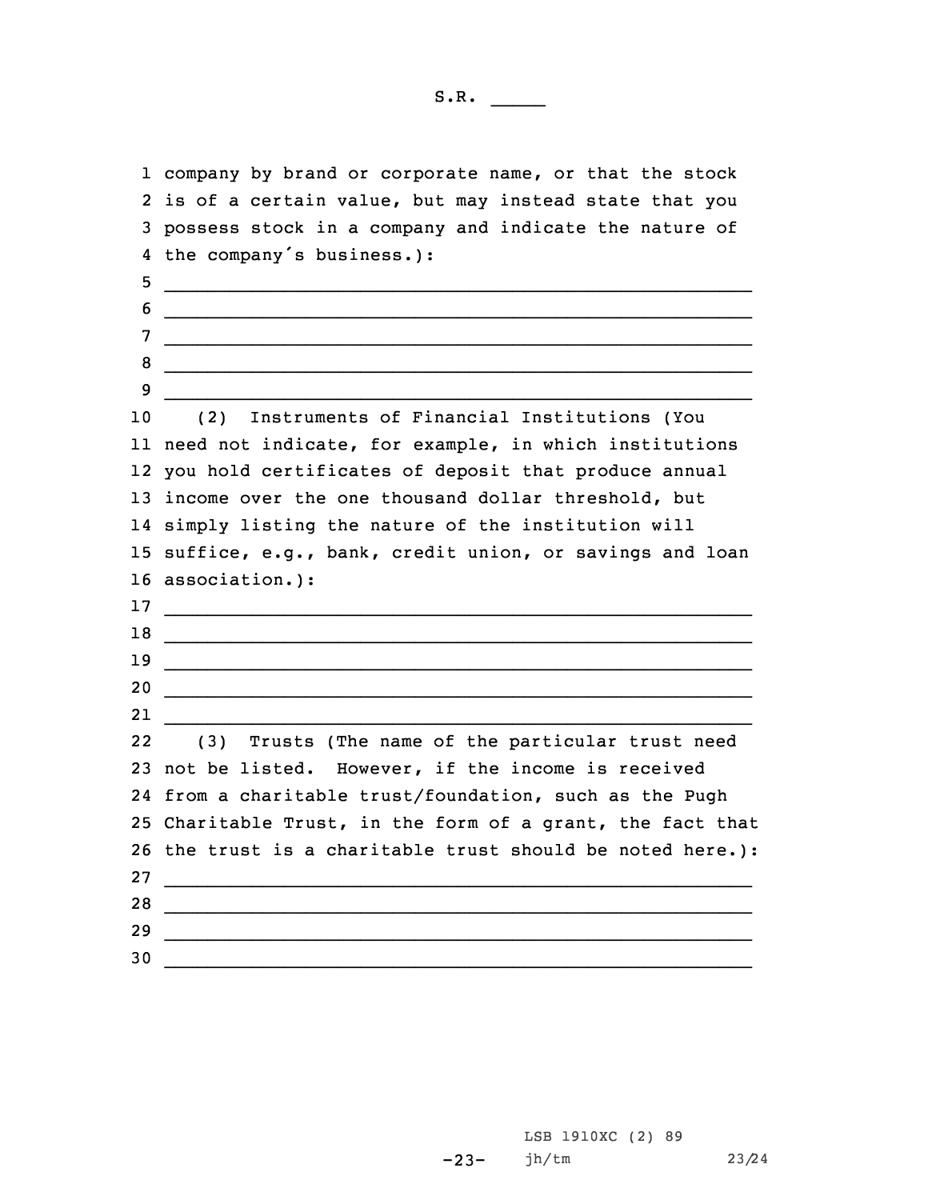company by brand or corporate name, or that the stock is of a certain value, but may instead state that you possess stock in a company and indicate the nature of the company's business.):

\_\_\_\_\_\_\_\_\_\_\_\_\_\_\_\_\_\_\_\_\_\_\_\_\_\_\_\_\_\_\_\_\_\_\_\_\_\_\_\_\_\_\_\_\_\_\_\_\_\_\_\_\_\_\_\_

\_\_\_\_\_\_\_\_\_\_\_\_\_\_\_\_\_\_\_\_\_\_\_\_\_\_\_\_\_\_\_\_\_\_\_\_\_\_\_\_\_\_\_\_\_\_\_\_\_\_\_\_\_\_\_\_

\_\_\_\_\_\_\_\_\_\_\_\_\_\_\_\_\_\_\_\_\_\_\_\_\_\_\_\_\_\_\_\_\_\_\_\_\_\_\_\_\_\_\_\_\_\_\_\_\_\_\_\_\_\_\_\_

\_\_\_\_\_\_\_\_\_\_\_\_\_\_\_\_\_\_\_\_\_\_\_\_\_\_\_\_\_\_\_\_\_\_\_\_\_\_\_\_\_\_\_\_\_\_\_\_\_\_\_\_\_\_\_\_

\_\_\_\_\_\_\_\_\_\_\_\_\_\_\_\_\_\_\_\_\_\_\_\_\_\_\_\_\_\_\_\_\_\_\_\_\_\_\_\_\_\_\_\_\_\_\_\_\_\_\_\_\_\_\_\_

(2) Instruments of Financial Institutions (You need not indicate, for example, in which institutions you hold certificates of deposit that produce annual income over the one thousand dollar threshold, but simply listing the nature of the institution will suffice, e.g., bank, credit union, or savings and loan association.):

\_\_\_\_\_\_\_\_\_\_\_\_\_\_\_\_\_\_\_\_\_\_\_\_\_\_\_\_\_\_\_\_\_\_\_\_\_\_\_\_\_\_\_\_\_\_\_\_\_\_\_\_\_\_\_\_

\_\_\_\_\_\_\_\_\_\_\_\_\_\_\_\_\_\_\_\_\_\_\_\_\_\_\_\_\_\_\_\_\_\_\_\_\_\_\_\_\_\_\_\_\_\_\_\_\_\_\_\_\_\_\_\_

\_\_\_\_\_\_\_\_\_\_\_\_\_\_\_\_\_\_\_\_\_\_\_\_\_\_\_\_\_\_\_\_\_\_\_\_\_\_\_\_\_\_\_\_\_\_\_\_\_\_\_\_\_\_\_\_

\_\_\_\_\_\_\_\_\_\_\_\_\_\_\_\_\_\_\_\_\_\_\_\_\_\_\_\_\_\_\_\_\_\_\_\_\_\_\_\_\_\_\_\_\_\_\_\_\_\_\_\_\_\_\_\_

\_\_\_\_\_\_\_\_\_\_\_\_\_\_\_\_\_\_\_\_\_\_\_\_\_\_\_\_\_\_\_\_\_\_\_\_\_\_\_\_\_\_\_\_\_\_\_\_\_\_\_\_\_\_\_\_

(3) Trusts (The name of the particular trust need not be listed. However, if the income is received from a charitable trust/foundation, such as the Pugh Charitable Trust, in the form of a grant, the fact that the trust is a charitable trust should be noted here.):

\_\_\_\_\_\_\_\_\_\_\_\_\_\_\_\_\_\_\_\_\_\_\_\_\_\_\_\_\_\_\_\_\_\_\_\_\_\_\_\_\_\_\_\_\_\_\_\_\_\_\_\_\_\_\_\_

\_\_\_\_\_\_\_\_\_\_\_\_\_\_\_\_\_\_\_\_\_\_\_\_\_\_\_\_\_\_\_\_\_\_\_\_\_\_\_\_\_\_\_\_\_\_\_\_\_\_\_\_\_\_\_\_

\_\_\_\_\_\_\_\_\_\_\_\_\_\_\_\_\_\_\_\_\_\_\_\_\_\_\_\_\_\_\_\_\_\_\_\_\_\_\_\_\_\_\_\_\_\_\_\_\_\_\_\_\_\_\_\_

\_\_\_\_\_\_\_\_\_\_\_\_\_\_\_\_\_\_\_\_\_\_\_\_\_\_\_\_\_\_\_\_\_\_\_\_\_\_\_\_\_\_\_\_\_\_\_\_\_\_\_\_\_\_\_\_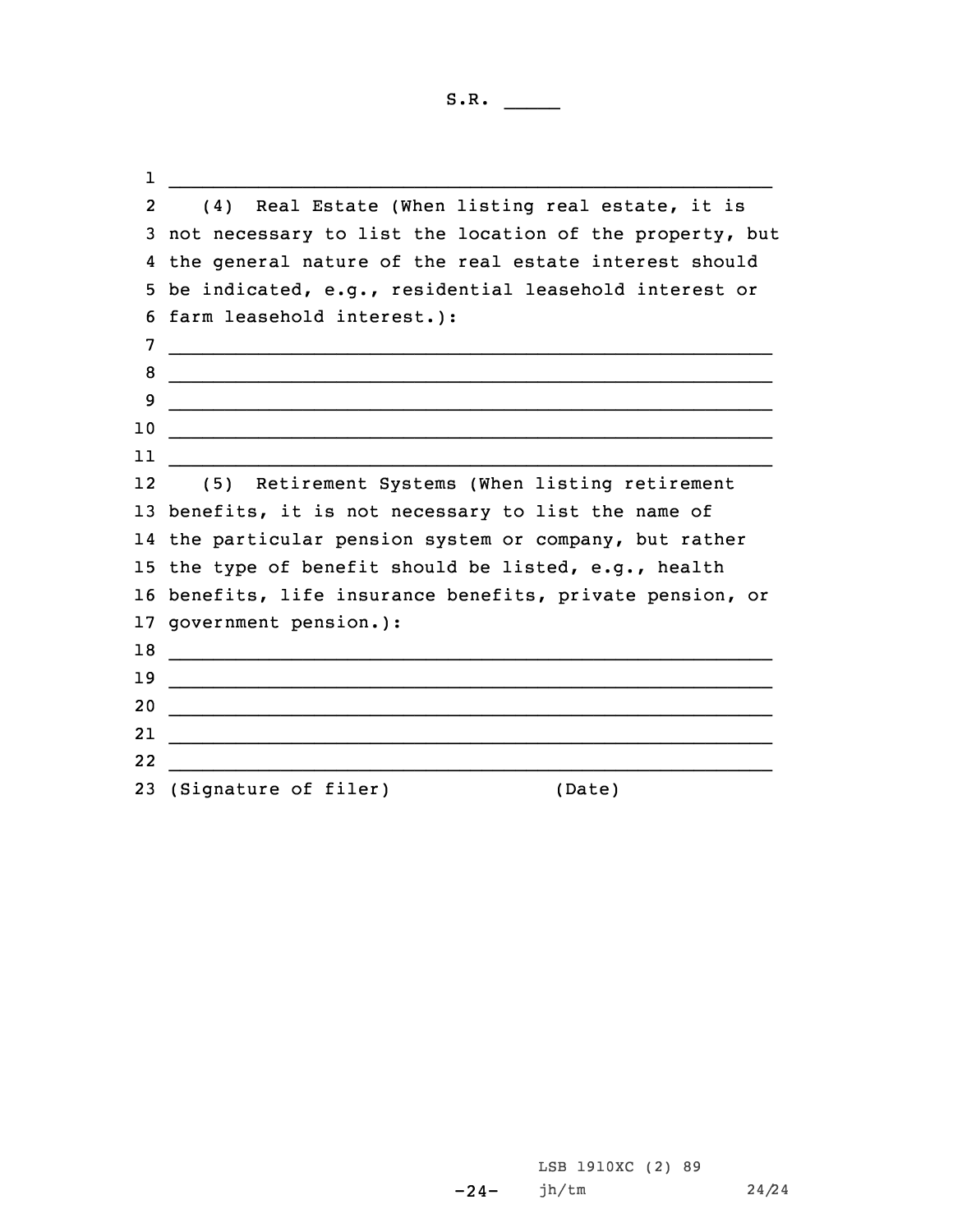______________________________________________________

(4) Real Estate (When listing real estate, it is not necessary to list the location of the property, but the general nature of the real estate interest should be indicated, e.g., residential leasehold interest or farm leasehold interest.):

______________________________________________________

______________________________________________________

______________________________________________________

______________________________________________________

______________________________________________________

(5) Retirement Systems (When listing retirement benefits, it is not necessary to list the name of the particular pension system or company, but rather the type of benefit should be listed, e.g., health benefits, life insurance benefits, private pension, or government pension.):

______________________________________________________

______________________________________________________

______________________________________________________

______________________________________________________

______________________________________________________

(Signature of filer) (Date)